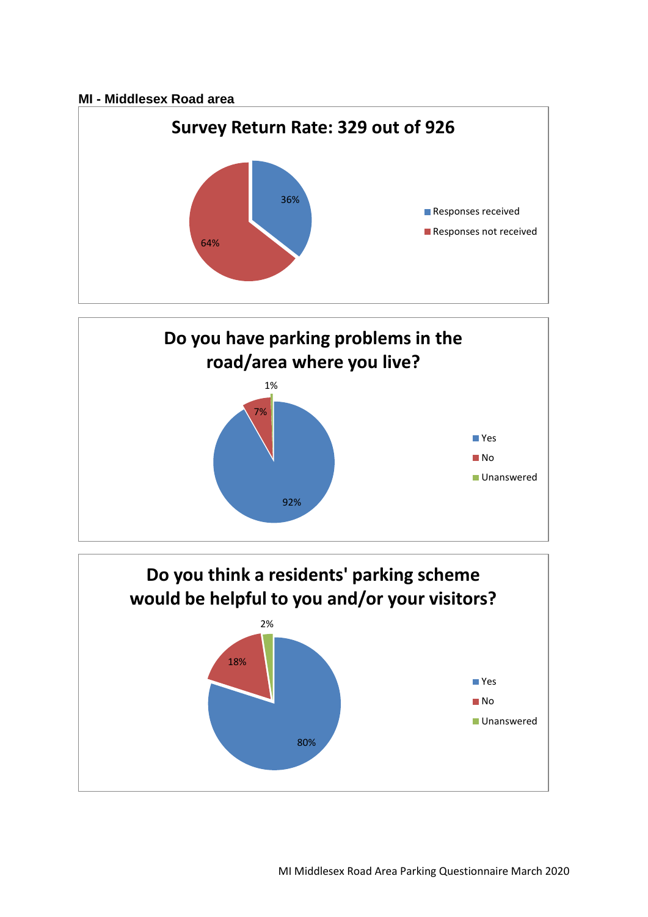**MI - Middlesex Road area**

## Survey Return Rate: 329 out of 926

| Category | Percentage |
| --- | --- |
| Responses received | 36% |
| Responses not received | 64% |

## Do you have parking problems in the road/area where you live?

| Response | Percentage |
| --- | --- |
| Yes | 92% |
| No | 7% |
| Unanswered | 1% |

## Do you think a residents' parking scheme would be helpful to you and/or your visitors?

| Response | Percentage |
| --- | --- |
| Yes | 80% |
| No | 18% |
| Unanswered | 2% |

MI Middlesex Road Area Parking Questionnaire March 2020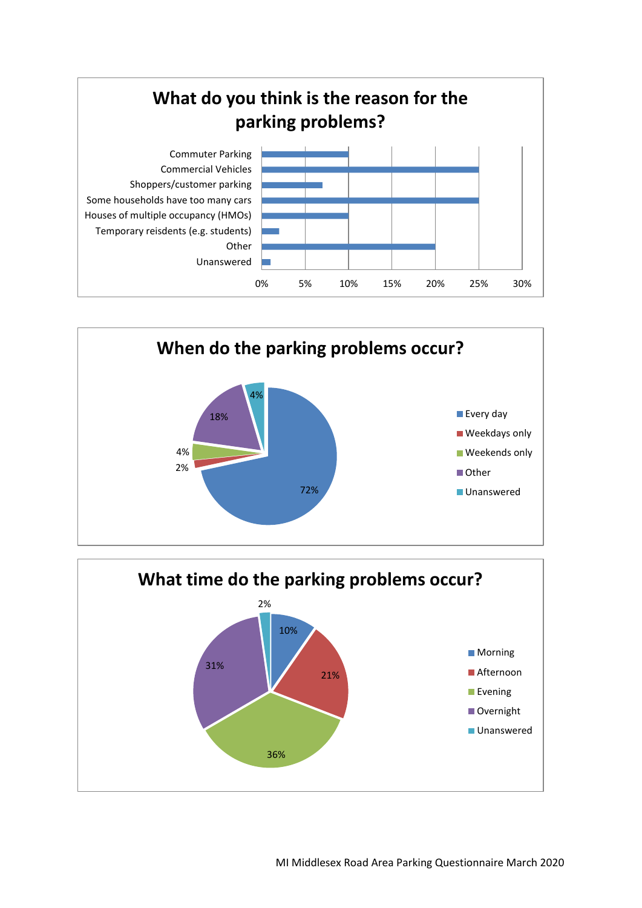## What do you think is the reason for the parking problems?

| Reason | Percentage |
|---|---|
| Commuter Parking | 10% |
| Commercial Vehicles | 25% |
| Shoppers/customer parking | 7% |
| Some households have too many cars | 25% |
| Houses of multiple occupancy (HMOs) | 10% |
| Temporary reisdents (e.g. students) | 2% |
| Other | 20% |
| Unanswered | 1% |

## When do the parking problems occur?

| Response | Percentage |
|---|---|
| Every day | 72% |
| Weekdays only | 2% |
| Weekends only | 4% |
| Other | 18% |
| Unanswered | 4% |

## What time do the parking problems occur?

| Response | Percentage |
|---|---|
| Morning | 10% |
| Afternoon | 21% |
| Evening | 36% |
| Overnight | 31% |
| Unanswered | 2% |

MI Middlesex Road Area Parking Questionnaire March 2020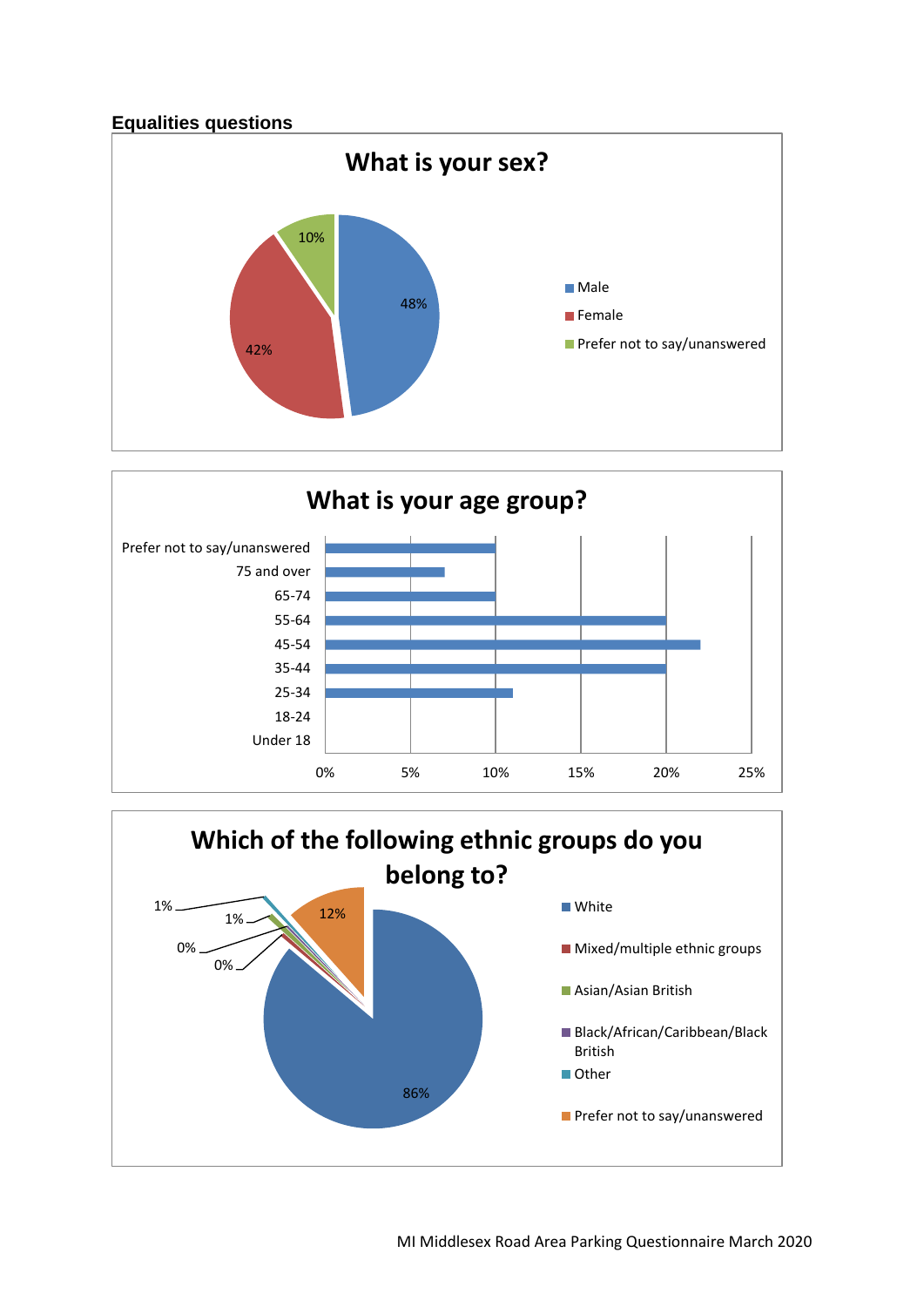### Equalities questions

**What is your sex?**

| Response | % |
|---|---|
| Male | 48% |
| Female | 42% |
| Prefer not to say/unanswered | 10% |

**What is your age group?**

| Age group | % |
|---|---|
| Prefer not to say/unanswered | 10% |
| 75 and over | 7% |
| 65-74 | 10% |
| 55-64 | 20% |
| 45-54 | 22% |
| 35-44 | 20% |
| 25-34 | 11% |
| 18-24 | 0% |
| Under 18 | 0% |

**Which of the following ethnic groups do you belong to?**

| Ethnic group | % |
|---|---|
| White | 86% |
| Mixed/multiple ethnic groups | 0% |
| Asian/Asian British | 1% |
| Black/African/Caribbean/Black British | 0% |
| Other | 1% |
| Prefer not to say/unanswered | 12% |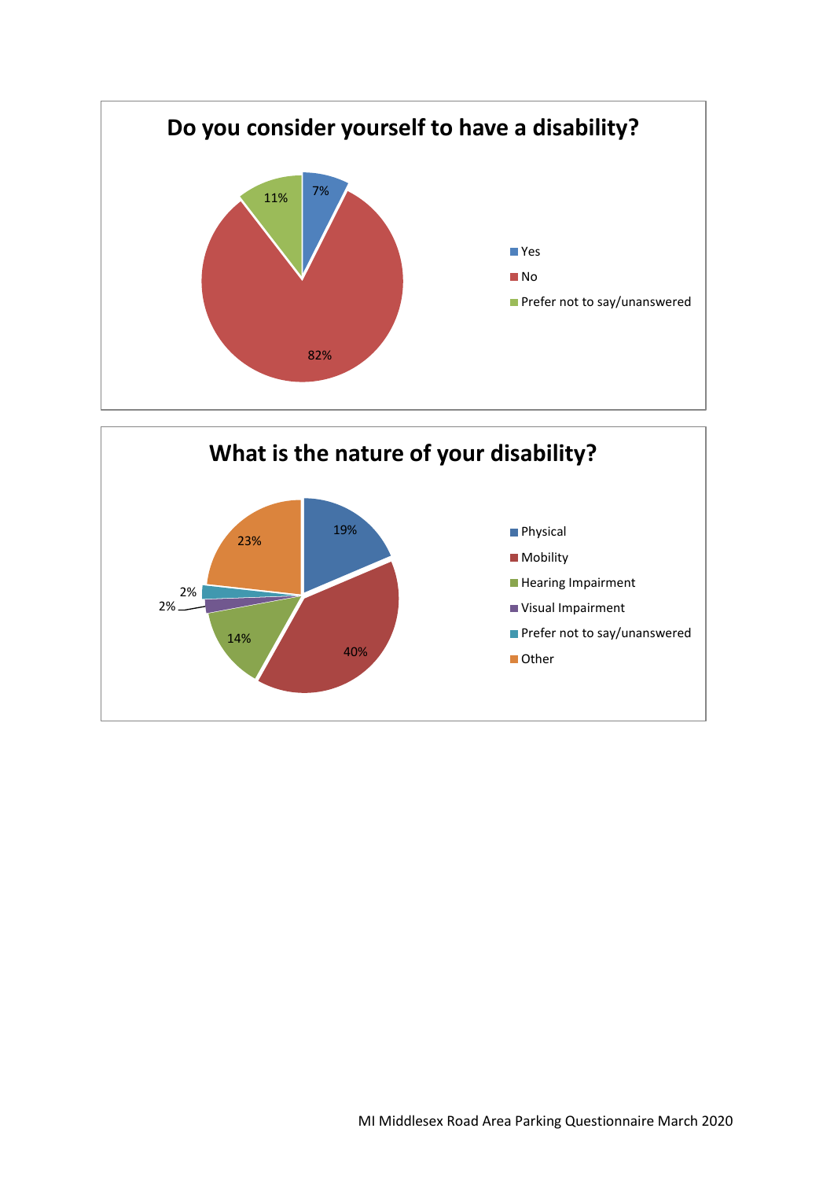## Do you consider yourself to have a disability?

| Response | Percentage |
|---|---|
| Yes | 7% |
| No | 82% |
| Prefer not to say/unanswered | 11% |

## What is the nature of your disability?

| Response | Percentage |
|---|---|
| Physical | 19% |
| Mobility | 40% |
| Hearing Impairment | 14% |
| Visual Impairment | 2% |
| Prefer not to say/unanswered | 2% |
| Other | 23% |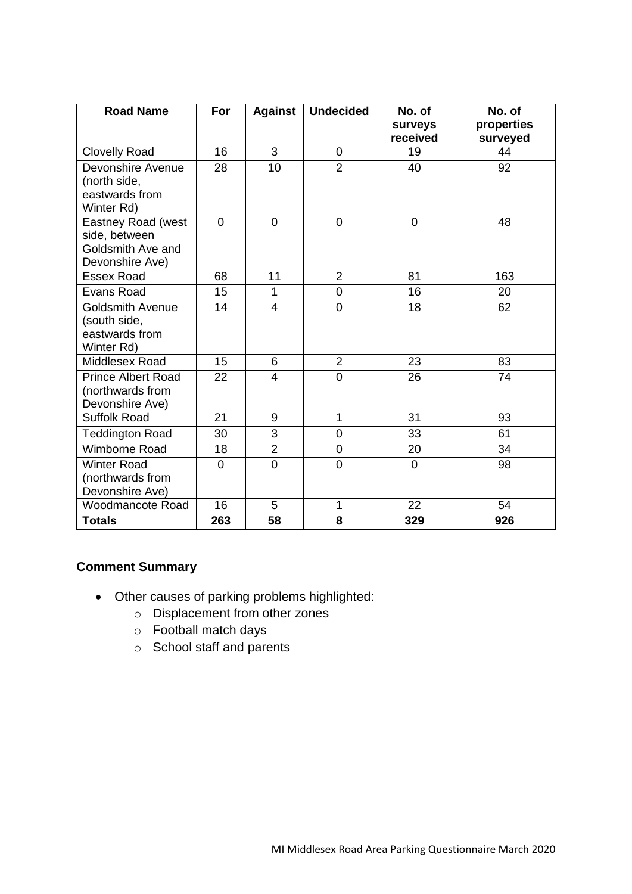| Road Name | For | Against | Undecided | No. of surveys received | No. of properties surveyed |
|---|---|---|---|---|---|
| Clovelly Road | 16 | 3 | 0 | 19 | 44 |
| Devonshire Avenue (north side, eastwards from Winter Rd) | 28 | 10 | 2 | 40 | 92 |
| Eastney Road (west side, between Goldsmith Ave and Devonshire Ave) | 0 | 0 | 0 | 0 | 48 |
| Essex Road | 68 | 11 | 2 | 81 | 163 |
| Evans Road | 15 | 1 | 0 | 16 | 20 |
| Goldsmith Avenue (south side, eastwards from Winter Rd) | 14 | 4 | 0 | 18 | 62 |
| Middlesex Road | 15 | 6 | 2 | 23 | 83 |
| Prince Albert Road (northwards from Devonshire Ave) | 22 | 4 | 0 | 26 | 74 |
| Suffolk Road | 21 | 9 | 1 | 31 | 93 |
| Teddington Road | 30 | 3 | 0 | 33 | 61 |
| Wimborne Road | 18 | 2 | 0 | 20 | 34 |
| Winter Road (northwards from Devonshire Ave) | 0 | 0 | 0 | 0 | 98 |
| Woodmancote Road | 16 | 5 | 1 | 22 | 54 |
| **Totals** | **263** | **58** | **8** | **329** | **926** |

### Comment Summary

- Other causes of parking problems highlighted:
  - Displacement from other zones
  - Football match days
  - School staff and parents